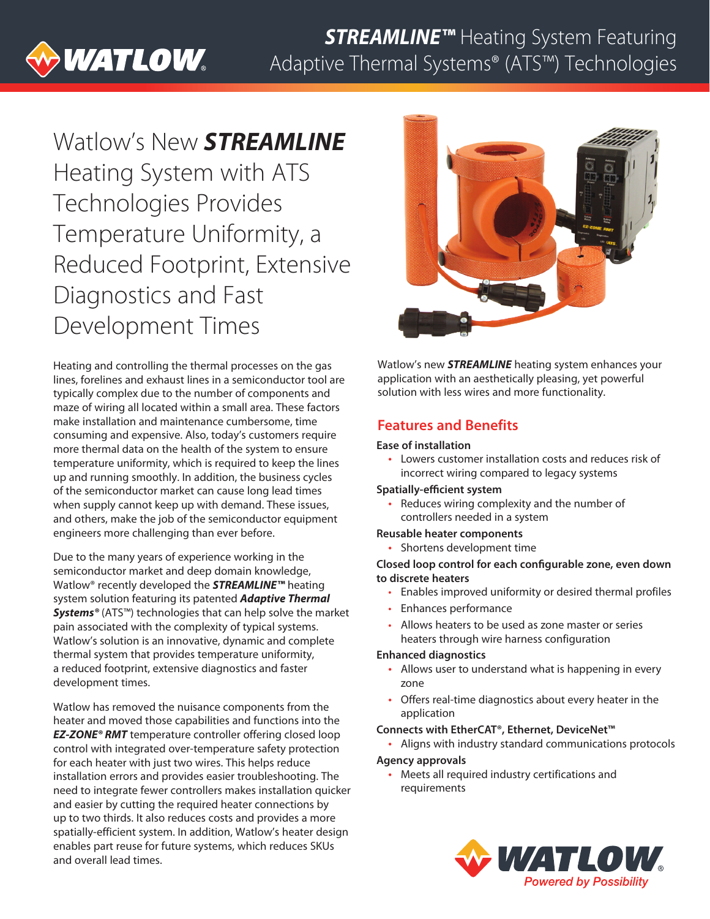# **STREAMLINE™** Heating System Featuring Adaptive Thermal Systems® (ATS™) Technologies

## Watlow's New ***STREAMLINE*** Heating System with ATS Technologies Provides Temperature Uniformity, a Reduced Footprint, Extensive Diagnostics and Fast Development Times

Heating and controlling the thermal processes on the gas lines, forelines and exhaust lines in a semiconductor tool are typically complex due to the number of components and maze of wiring all located within a small area. These factors make installation and maintenance cumbersome, time consuming and expensive. Also, today's customers require more thermal data on the health of the system to ensure temperature uniformity, which is required to keep the lines up and running smoothly. In addition, the business cycles of the semiconductor market can cause long lead times when supply cannot keep up with demand. These issues, and others, make the job of the semiconductor equipment engineers more challenging than ever before.

Due to the many years of experience working in the semiconductor market and deep domain knowledge, Watlow® recently developed the ***STREAMLINE™*** heating system solution featuring its patented ***Adaptive Thermal Systems®*** (ATS™) technologies that can help solve the market pain associated with the complexity of typical systems. Watlow's solution is an innovative, dynamic and complete thermal system that provides temperature uniformity, a reduced footprint, extensive diagnostics and faster development times.

Watlow has removed the nuisance components from the heater and moved those capabilities and functions into the ***EZ-ZONE® RMT*** temperature controller offering closed loop control with integrated over-temperature safety protection for each heater with just two wires. This helps reduce installation errors and provides easier troubleshooting. The need to integrate fewer controllers makes installation quicker and easier by cutting the required heater connections by up to two thirds. It also reduces costs and provides a more spatially-efficient system. In addition, Watlow's heater design enables part reuse for future systems, which reduces SKUs and overall lead times.

Watlow's new ***STREAMLINE*** heating system enhances your application with an aesthetically pleasing, yet powerful solution with less wires and more functionality.

## Features and Benefits

**Ease of installation**
- Lowers customer installation costs and reduces risk of incorrect wiring compared to legacy systems

**Spatially-efficient system**
- Reduces wiring complexity and the number of controllers needed in a system

**Reusable heater components**
- Shortens development time

**Closed loop control for each configurable zone, even down to discrete heaters**
- Enables improved uniformity or desired thermal profiles
- Enhances performance
- Allows heaters to be used as zone master or series heaters through wire harness configuration

**Enhanced diagnostics**
- Allows user to understand what is happening in every zone
- Offers real-time diagnostics about every heater in the application

**Connects with EtherCAT®, Ethernet, DeviceNet™**
- Aligns with industry standard communications protocols

**Agency approvals**
- Meets all required industry certifications and requirements

WATLOW® *Powered by Possibility*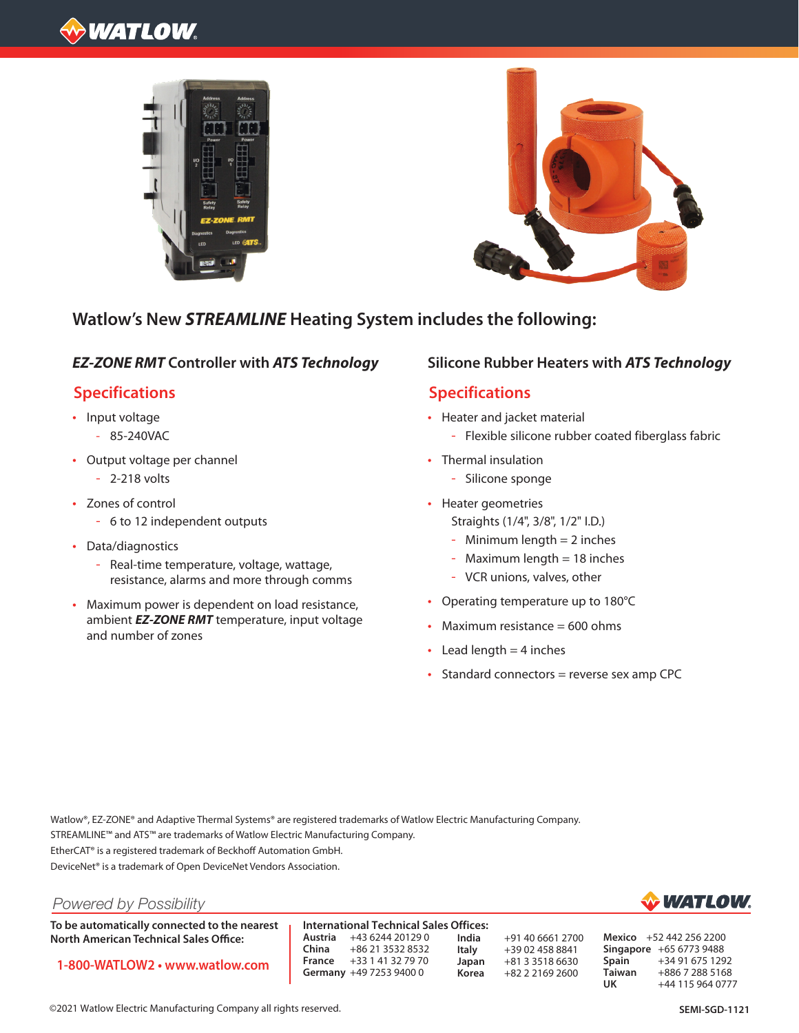## Watlow's New ***STREAMLINE*** Heating System includes the following:

### ***EZ-ZONE RMT*** Controller with ***ATS Technology***

#### Specifications

- Input voltage
  - 85-240VAC
- Output voltage per channel
  - 2-218 volts
- Zones of control
  - 6 to 12 independent outputs
- Data/diagnostics
  - Real-time temperature, voltage, wattage, resistance, alarms and more through comms
- Maximum power is dependent on load resistance, ambient ***EZ-ZONE RMT*** temperature, input voltage and number of zones

### Silicone Rubber Heaters with ***ATS Technology***

#### Specifications

- Heater and jacket material
  - Flexible silicone rubber coated fiberglass fabric
- Thermal insulation
  - Silicone sponge
- Heater geometries
  
  Straights (1/4", 3/8", 1/2" I.D.)
  - Minimum length = 2 inches
  - Maximum length = 18 inches
  - VCR unions, valves, other
- Operating temperature up to 180°C
- Maximum resistance = 600 ohms
- Lead length = 4 inches
- Standard connectors = reverse sex amp CPC

Watlow®, EZ-ZONE® and Adaptive Thermal Systems® are registered trademarks of Watlow Electric Manufacturing Company.
STREAMLINE™ and ATS™ are trademarks of Watlow Electric Manufacturing Company.
EtherCAT® is a registered trademark of Beckhoff Automation GmbH.
DeviceNet® is a trademark of Open DeviceNet Vendors Association.

*Powered by Possibility*

**To be automatically connected to the nearest North American Technical Sales Office:**

**1-800-WATLOW2 • www.watlow.com**

**International Technical Sales Offices:**

| | | | | | |
|---|---|---|---|---|---|
| **Austria** | +43 6244 20129 0 | **India** | +91 40 6661 2700 | **Mexico** | +52 442 256 2200 |
| **China** | +86 21 3532 8532 | **Italy** | +39 02 458 8841 | **Singapore** | +65 6773 9488 |
| **France** | +33 1 41 32 79 70 | **Japan** | +81 3 3518 6630 | **Spain** | +34 91 675 1292 |
| **Germany** | +49 7253 9400 0 | **Korea** | +82 2 2169 2600 | **Taiwan** | +886 7 288 5168 |
| | | | | **UK** | +44 115 964 0777 |

©2021 Watlow Electric Manufacturing Company all rights reserved.

SEMI-SGD-1121